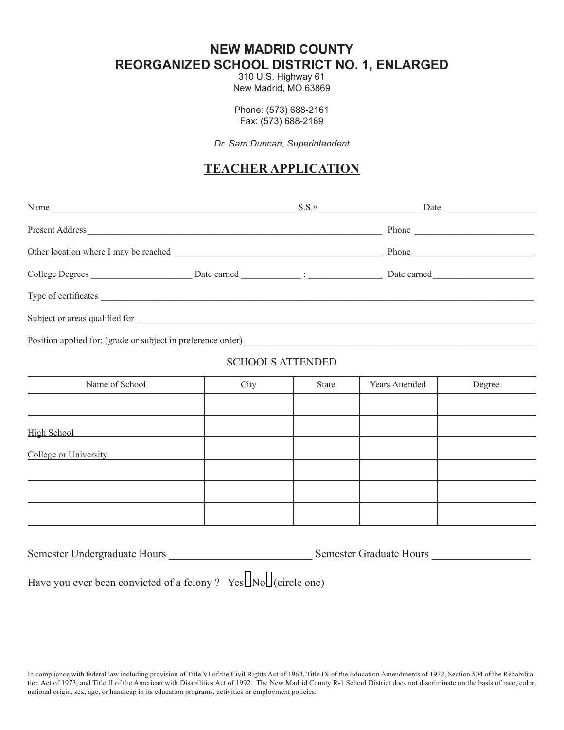# NEW MADRID COUNTY
# REORGANIZED SCHOOL DISTRICT NO. 1, ENLARGED

310 U.S. Highway 61
New Madrid, MO 63869

Phone: (573) 688-2161
Fax: (573) 688-2169

*Dr. Sam Duncan, Superintendent*

## TEACHER APPLICATION

Name ______________________________________________________ S.S.# _____________________ Date __________________

Present Address ________________________________________________________________ Phone _________________________

Other location where I may be reached _____________________________________________ Phone _________________________

College Degrees _____________________ Date earned ____________ ; _______________ Date earned______________________

Type of certificates ___________________________________________________________________________________________

Subject or areas qualified for __________________________________________________________________________________

Position applied for: (grade or subject in preference order) _________________________________________________________

SCHOOLS ATTENDED

| Name of School | City | State | Years Attended | Degree |
|---|---|---|---|---|
| | | | | |
| High School | | | | |
| College or University | | | | |
| | | | | |
| | | | | |
| | | | | |

Semester Undergraduate Hours __________________________ Semester Graduate Hours __________________

Have you ever been convicted of a felony ? Yes ☐ No ☐ (circle one)

In compliance with federal law including provision of Title VI of the Civil Rights Act of 1964, Title IX of the Education Amendments of 1972, Section 504 of the Rehabilitation Act of 1973, and Title II of the American with Disabilities Act of 1992. The New Madrid County R-1 School District does not discriminate on the basis of race, color, national origin, sex, age, or handicap in its education programs, activities or employment policies.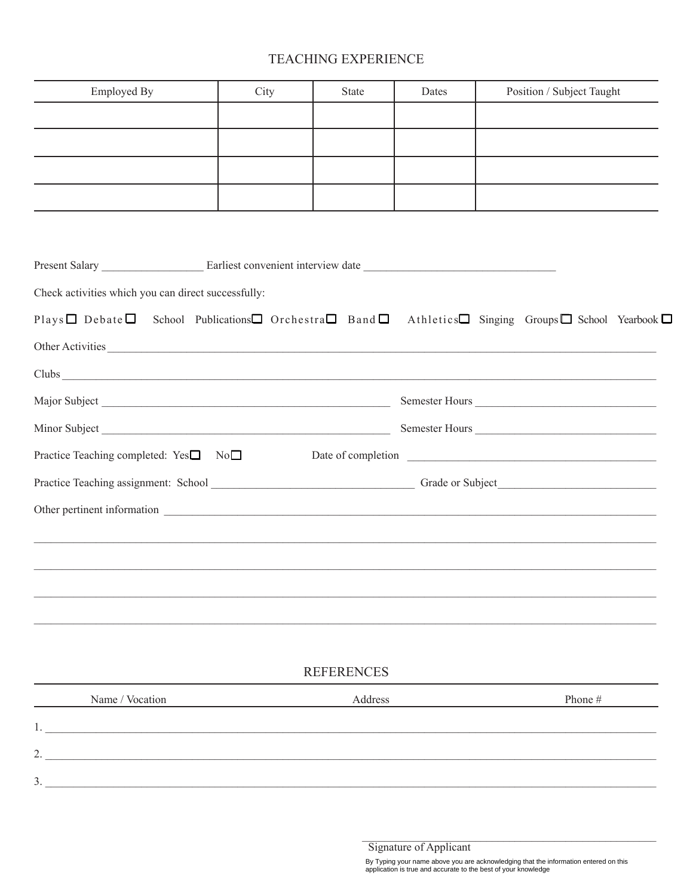## TEACHING EXPERIENCE

| Employed By | City | State | Dates | Position / Subject Taught |
| --- | --- | --- | --- | --- |
| | | | | |
| | | | | |
| | | | | |
| | | | | |

Present Salary ________________ Earliest convenient interview date ______________________________

Check activities which you can direct successfully:

Plays ☐ Debate ☐ School Publications ☐ Orchestra ☐ Band ☐ Athletics ☐ Singing Groups ☐ School Yearbook ☐

Other Activities ______________________________________________________________________________

Clubs ______________________________________________________________________________

Major Subject ____________________________________________ Semester Hours ____________________________

Minor Subject ____________________________________________ Semester Hours ____________________________

Practice Teaching completed: Yes ☐ No ☐ Date of completion ______________________________________

Practice Teaching assignment: School ________________________________ Grade or Subject ________________________

Other pertinent information ______________________________________________________________________________

______________________________________________________________________________

______________________________________________________________________________

______________________________________________________________________________

______________________________________________________________________________

## REFERENCES

| Name / Vocation | Address | Phone # |
| --- | --- | --- |
| 1. | | |
| 2. | | |
| 3. | | |

______________________________________________

Signature of Applicant

By Typing your name above you are acknowledging that the information entered on this application is true and accurate to the best of your knowledge